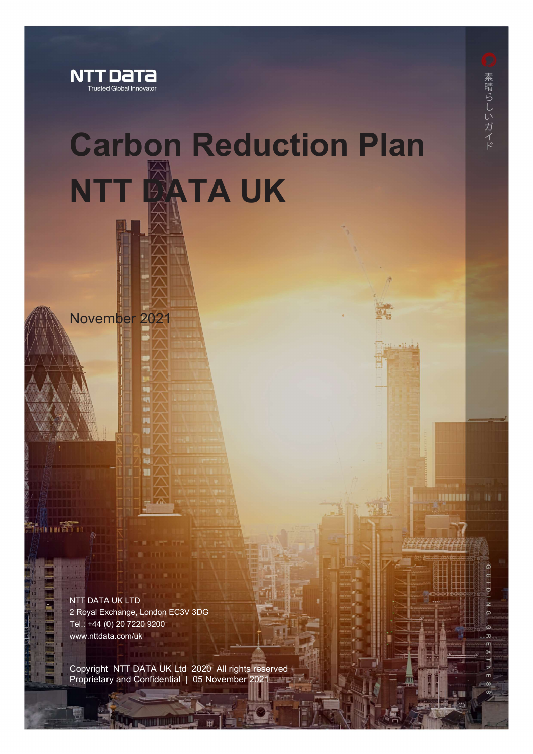NTT DATA
Trusted Global Innovator

# Carbon Reduction Plan

# NTT DATA UK

November 2021

NTT DATA UK LTD
2 Royal Exchange, London EC3V 3DG
Tel.: +44 (0) 20 7220 9200
www.nttdata.com/uk

Copyright NTT DATA UK Ltd 2020 All rights reserved
Proprietary and Confidential | 05 November 2021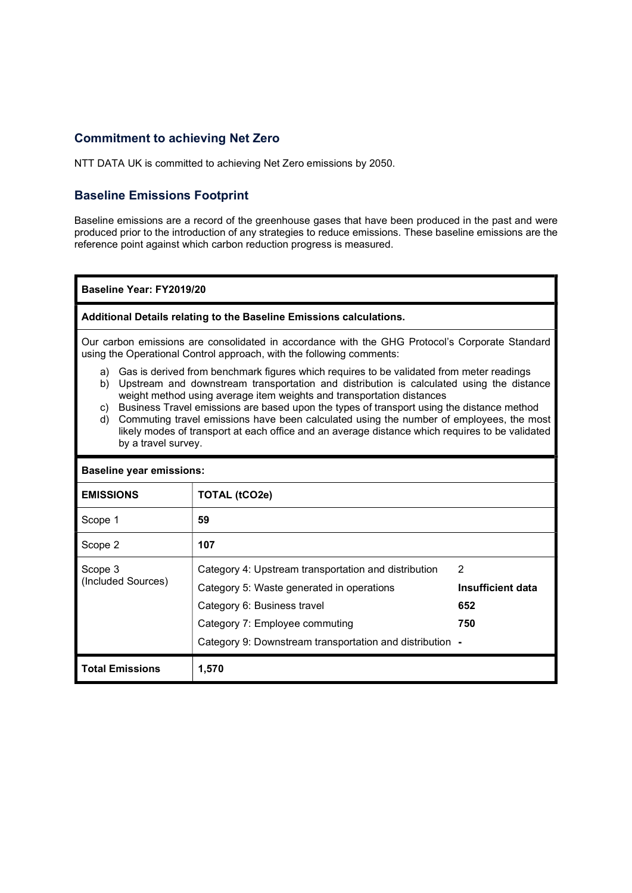## Commitment to achieving Net Zero

NTT DATA UK is committed to achieving Net Zero emissions by 2050.

## Baseline Emissions Footprint

Baseline emissions are a record of the greenhouse gases that have been produced in the past and were produced prior to the introduction of any strategies to reduce emissions. These baseline emissions are the reference point against which carbon reduction progress is measured.

**Baseline Year: FY2019/20**

**Additional Details relating to the Baseline Emissions calculations.**

Our carbon emissions are consolidated in accordance with the GHG Protocol's Corporate Standard using the Operational Control approach, with the following comments:

a) Gas is derived from benchmark figures which requires to be validated from meter readings
b) Upstream and downstream transportation and distribution is calculated using the distance weight method using average item weights and transportation distances
c) Business Travel emissions are based upon the types of transport using the distance method
d) Commuting travel emissions have been calculated using the number of employees, the most likely modes of transport at each office and an average distance which requires to be validated by a travel survey.

**Baseline year emissions:**

| **EMISSIONS** | **TOTAL (tCO2e)** | |
|---|---|---|
| Scope 1 | **59** | |
| Scope 2 | **107** | |
| Scope 3 (Included Sources) | Category 4: Upstream transportation and distribution | 2 |
| | Category 5: Waste generated in operations | **Insufficient data** |
| | Category 6: Business travel | **652** |
| | Category 7: Employee commuting | **750** |
| | Category 9: Downstream transportation and distribution | **-** |
| **Total Emissions** | **1,570** | |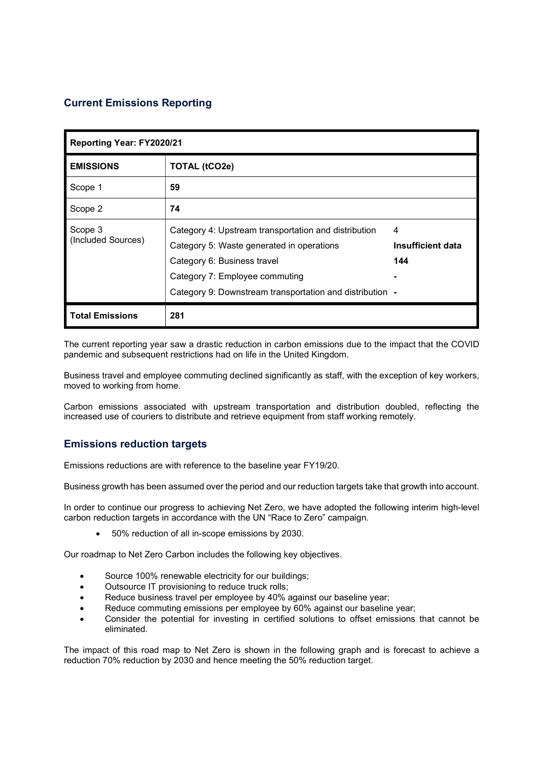## Current Emissions Reporting

| Reporting Year: FY2020/21 | | |
|---|---|---|
| **EMISSIONS** | **TOTAL ($tCO_2e$)** | |
| Scope 1 | **59** | |
| Scope 2 | **74** | |
| Scope 3 (Included Sources) | Category 4: Upstream transportation and distribution | 4 |
| | Category 5: Waste generated in operations | **Insufficient data** |
| | Category 6: Business travel | **144** |
| | Category 7: Employee commuting | **-** |
| | Category 9: Downstream transportation and distribution | **-** |
| **Total Emissions** | **281** | |

The current reporting year saw a drastic reduction in carbon emissions due to the impact that the COVID pandemic and subsequent restrictions had on life in the United Kingdom.

Business travel and employee commuting declined significantly as staff, with the exception of key workers, moved to working from home.

Carbon emissions associated with upstream transportation and distribution doubled, reflecting the increased use of couriers to distribute and retrieve equipment from staff working remotely.

## Emissions reduction targets

Emissions reductions are with reference to the baseline year FY19/20.

Business growth has been assumed over the period and our reduction targets take that growth into account.

In order to continue our progress to achieving Net Zero, we have adopted the following interim high-level carbon reduction targets in accordance with the UN "Race to Zero" campaign.

- 50% reduction of all in-scope emissions by 2030.

Our roadmap to Net Zero Carbon includes the following key objectives.

- Source 100% renewable electricity for our buildings;
- Outsource IT provisioning to reduce truck rolls;
- Reduce business travel per employee by 40% against our baseline year;
- Reduce commuting emissions per employee by 60% against our baseline year;
- Consider the potential for investing in certified solutions to offset emissions that cannot be eliminated.

The impact of this road map to Net Zero is shown in the following graph and is forecast to achieve a reduction 70% reduction by 2030 and hence meeting the 50% reduction target.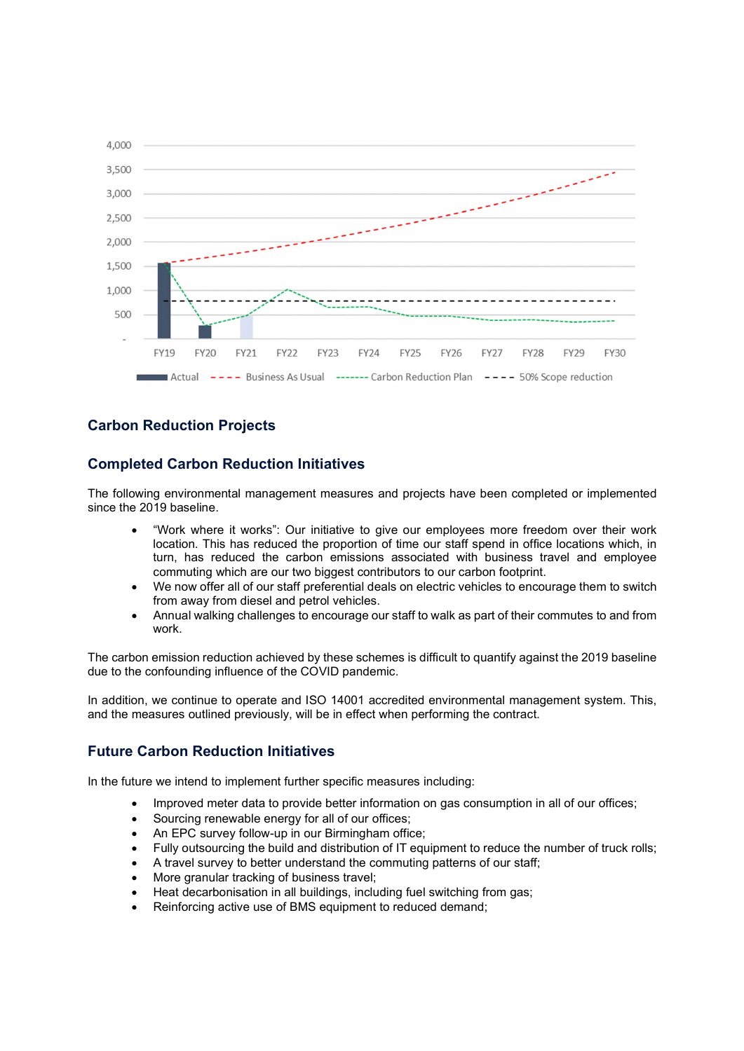## Carbon Reduction Projects

## Completed Carbon Reduction Initiatives

The following environmental management measures and projects have been completed or implemented since the 2019 baseline.

- "Work where it works": Our initiative to give our employees more freedom over their work location. This has reduced the proportion of time our staff spend in office locations which, in turn, has reduced the carbon emissions associated with business travel and employee commuting which are our two biggest contributors to our carbon footprint.
- We now offer all of our staff preferential deals on electric vehicles to encourage them to switch from away from diesel and petrol vehicles.
- Annual walking challenges to encourage our staff to walk as part of their commutes to and from work.

The carbon emission reduction achieved by these schemes is difficult to quantify against the 2019 baseline due to the confounding influence of the COVID pandemic.

In addition, we continue to operate and ISO 14001 accredited environmental management system. This, and the measures outlined previously, will be in effect when performing the contract.

## Future Carbon Reduction Initiatives

In the future we intend to implement further specific measures including:

- Improved meter data to provide better information on gas consumption in all of our offices;
- Sourcing renewable energy for all of our offices;
- An EPC survey follow-up in our Birmingham office;
- Fully outsourcing the build and distribution of IT equipment to reduce the number of truck rolls;
- A travel survey to better understand the commuting patterns of our staff;
- More granular tracking of business travel;
- Heat decarbonisation in all buildings, including fuel switching from gas;
- Reinforcing active use of BMS equipment to reduced demand;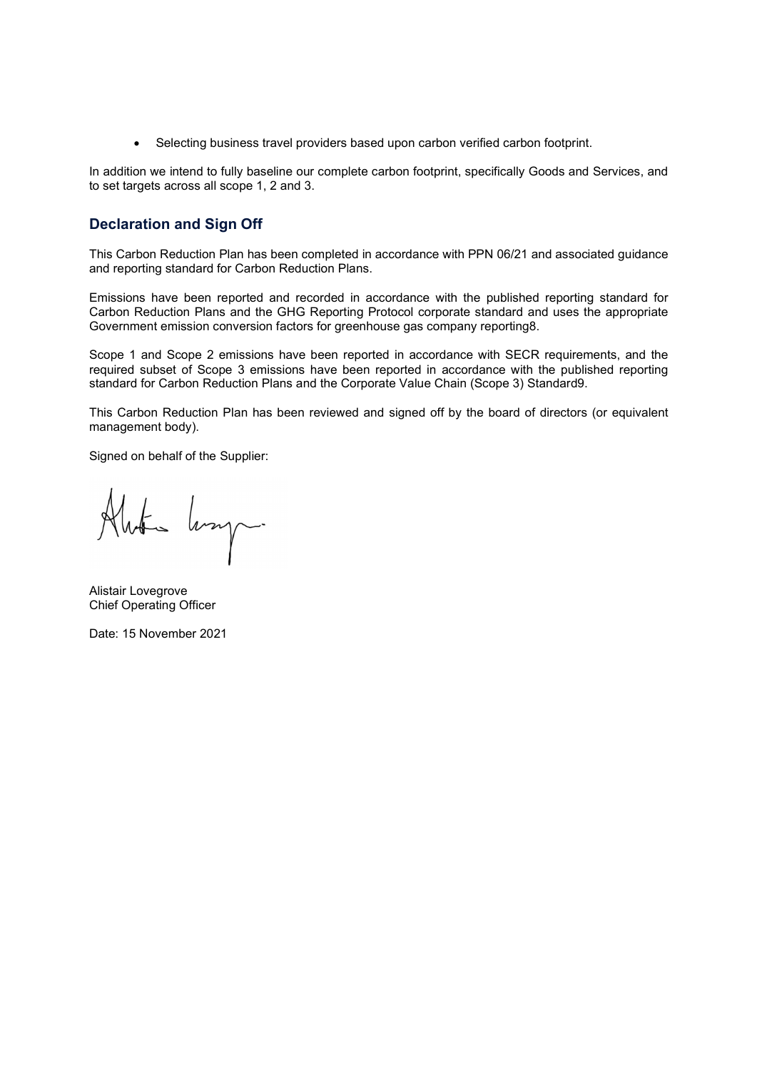- Selecting business travel providers based upon carbon verified carbon footprint.

In addition we intend to fully baseline our complete carbon footprint, specifically Goods and Services, and to set targets across all scope 1, 2 and 3.

## Declaration and Sign Off

This Carbon Reduction Plan has been completed in accordance with PPN 06/21 and associated guidance and reporting standard for Carbon Reduction Plans.

Emissions have been reported and recorded in accordance with the published reporting standard for Carbon Reduction Plans and the GHG Reporting Protocol corporate standard and uses the appropriate Government emission conversion factors for greenhouse gas company reporting8.

Scope 1 and Scope 2 emissions have been reported in accordance with SECR requirements, and the required subset of Scope 3 emissions have been reported in accordance with the published reporting standard for Carbon Reduction Plans and the Corporate Value Chain (Scope 3) Standard9.

This Carbon Reduction Plan has been reviewed and signed off by the board of directors (or equivalent management body).

Signed on behalf of the Supplier:

Alistair Lovegrove
Chief Operating Officer

Date: 15 November 2021